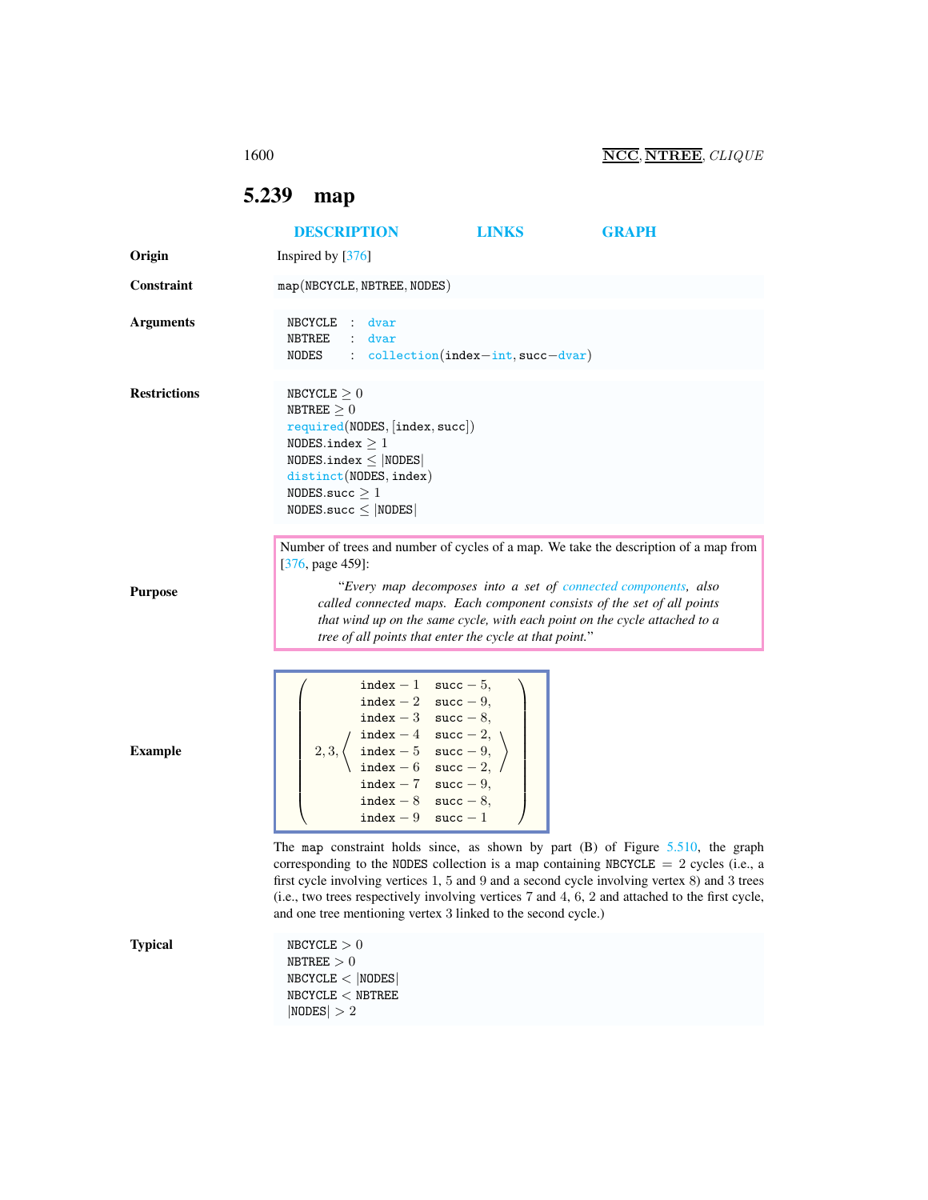## 5.239 map

DESCRIPTION LINKS GRAPH

**Origin**

Inspired by [376]

**Constraint**

map(NBCYCLE, NBTREE, NODES)

**Arguments**

```
NBCYCLE : dvar
NBTREE  : dvar
NODES   : collection(index-int, succ-dvar)
```

**Restrictions**

$\texttt{NBCYCLE} \geq 0$
$\texttt{NBTREE} \geq 0$
required(NODES, [index, succ])
$\texttt{NODES.index} \geq 1$
$\texttt{NODES.index} \leq |\texttt{NODES}|$
distinct(NODES, index)
$\texttt{NODES.succ} \geq 1$
$\texttt{NODES.succ} \leq |\texttt{NODES}|$

**Purpose**

Number of trees and number of cycles of a map. We take the description of a map from [376, page 459]:

> *"Every map decomposes into a set of connected components, also called connected maps. Each component consists of the set of all points that wind up on the same cycle, with each point on the cycle attached to a tree of all points that enter the cycle at that point."*

**Example**

$$\left(2, 3, \left\langle \begin{array}{ll} \texttt{index}-1 & \texttt{succ}-5, \\ \texttt{index}-2 & \texttt{succ}-9, \\ \texttt{index}-3 & \texttt{succ}-8, \\ \texttt{index}-4 & \texttt{succ}-2, \\ \texttt{index}-5 & \texttt{succ}-9, \\ \texttt{index}-6 & \texttt{succ}-2, \\ \texttt{index}-7 & \texttt{succ}-9, \\ \texttt{index}-8 & \texttt{succ}-8, \\ \texttt{index}-9 & \texttt{succ}-1 \end{array} \right\rangle \right)$$

The map constraint holds since, as shown by part (B) of Figure 5.510, the graph corresponding to the NODES collection is a map containing $\texttt{NBCYCLE} = 2$ cycles (i.e., a first cycle involving vertices 1, 5 and 9 and a second cycle involving vertex 8) and 3 trees (i.e., two trees respectively involving vertices 7 and 4, 6, 2 and attached to the first cycle, and one tree mentioning vertex 3 linked to the second cycle.)

**Typical**

$\texttt{NBCYCLE} > 0$
$\texttt{NBTREE} > 0$
$\texttt{NBCYCLE} < |\texttt{NODES}|$
$\texttt{NBCYCLE} < \texttt{NBTREE}$
$|\texttt{NODES}| > 2$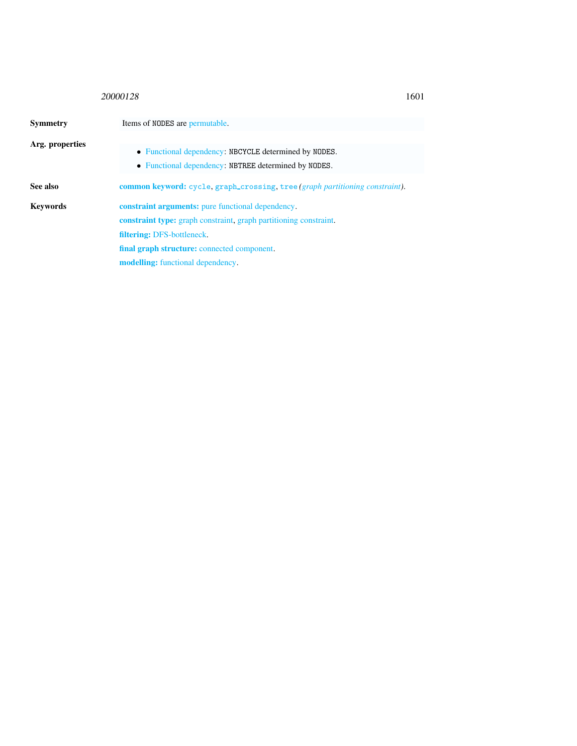**Symmetry** Items of NODES are permutable.

**Arg. properties**

- Functional dependency: NBCYCLE determined by NODES.
- Functional dependency: NBTREE determined by NODES.

**See also** **common keyword:** cycle, graph_crossing, tree *(graph partitioning constraint)*.

**Keywords**

**constraint arguments:** pure functional dependency.

**constraint type:** graph constraint, graph partitioning constraint.

**filtering:** DFS-bottleneck.

**final graph structure:** connected component.

**modelling:** functional dependency.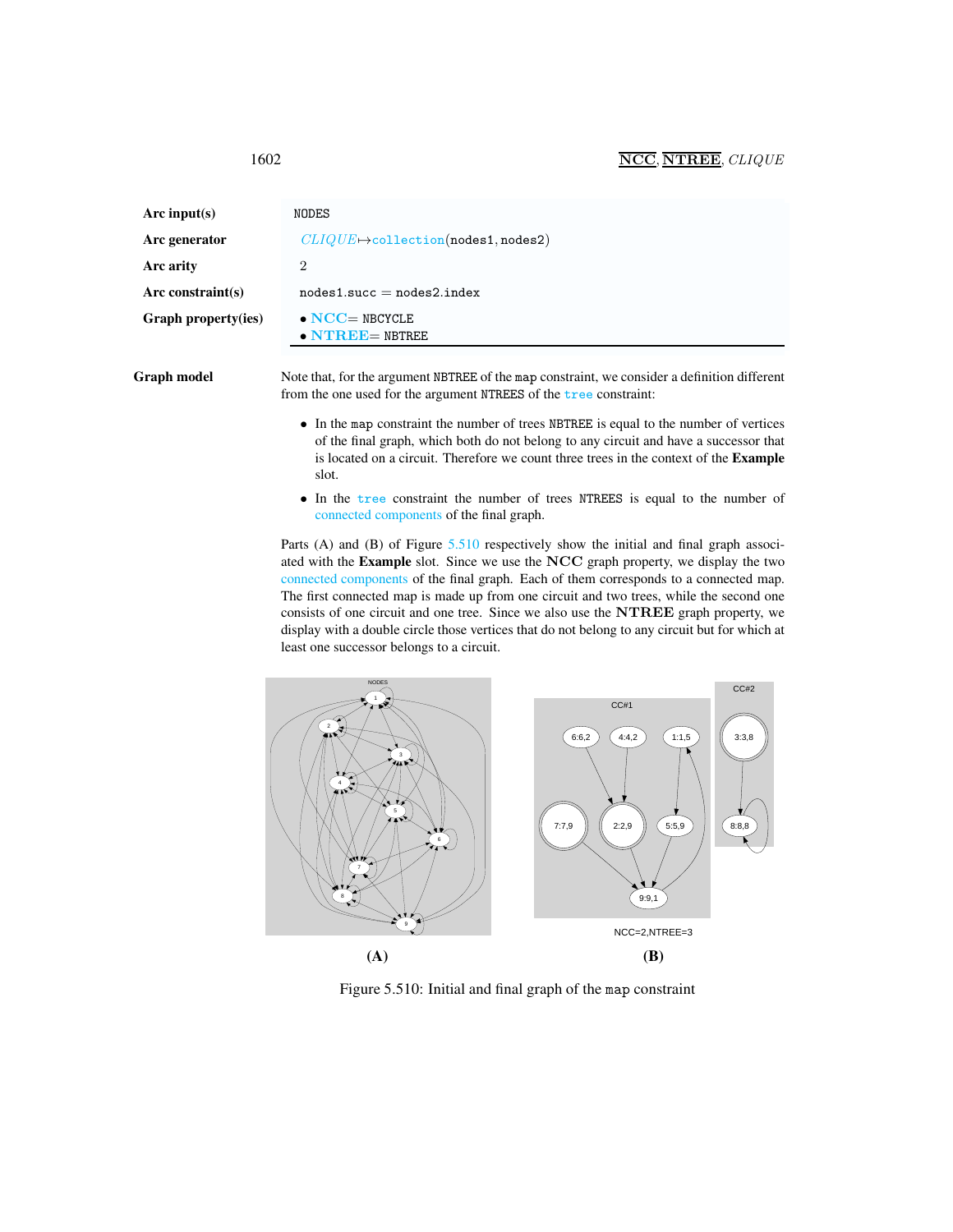| | |
|---|---|
| **Arc input(s)** | NODES |
| **Arc generator** | *CLIQUE*↦collection(nodes1, nodes2) |
| **Arc arity** | 2 |
| **Arc constraint(s)** | nodes1.succ = nodes2.index |
| **Graph property(ies)** | • **NCC**= NBCYCLE<br>• **NTREE**= NBTREE |

**Graph model**

Note that, for the argument NBTREE of the map constraint, we consider a definition different from the one used for the argument NTREES of the tree constraint:

- In the map constraint the number of trees NBTREE is equal to the number of vertices of the final graph, which both do not belong to any circuit and have a successor that is located on a circuit. Therefore we count three trees in the context of the **Example** slot.
- In the tree constraint the number of trees NTREES is equal to the number of connected components of the final graph.

Parts (A) and (B) of Figure 5.510 respectively show the initial and final graph associated with the **Example** slot. Since we use the **NCC** graph property, we display the two connected components of the final graph. Each of them corresponds to a connected map. The first connected map is made up from one circuit and two trees, while the second one consists of one circuit and one tree. Since we also use the **NTREE** graph property, we display with a double circle those vertices that do not belong to any circuit but for which at least one successor belongs to a circuit.

(A) (B)

Figure 5.510: Initial and final graph of the map constraint